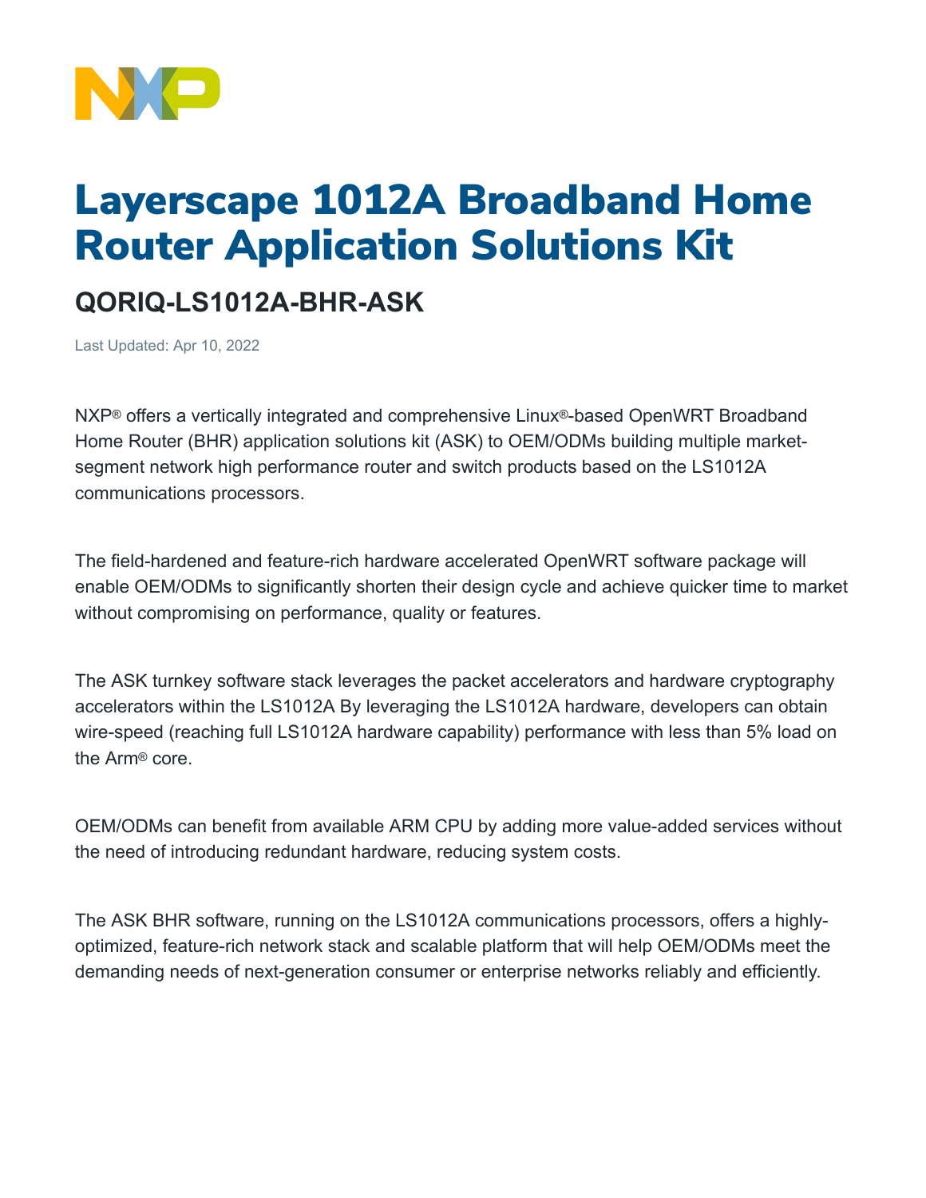# Layerscape 1012A Broadband Home Router Application Solutions Kit

## QORIQ-LS1012A-BHR-ASK

Last Updated: Apr 10, 2022

NXP® offers a vertically integrated and comprehensive Linux®-based OpenWRT Broadband Home Router (BHR) application solutions kit (ASK) to OEM/ODMs building multiple market-segment network high performance router and switch products based on the LS1012A communications processors.

The field-hardened and feature-rich hardware accelerated OpenWRT software package will enable OEM/ODMs to significantly shorten their design cycle and achieve quicker time to market without compromising on performance, quality or features.

The ASK turnkey software stack leverages the packet accelerators and hardware cryptography accelerators within the LS1012A By leveraging the LS1012A hardware, developers can obtain wire-speed (reaching full LS1012A hardware capability) performance with less than 5% load on the Arm® core.

OEM/ODMs can benefit from available ARM CPU by adding more value-added services without the need of introducing redundant hardware, reducing system costs.

The ASK BHR software, running on the LS1012A communications processors, offers a highly-optimized, feature-rich network stack and scalable platform that will help OEM/ODMs meet the demanding needs of next-generation consumer or enterprise networks reliably and efficiently.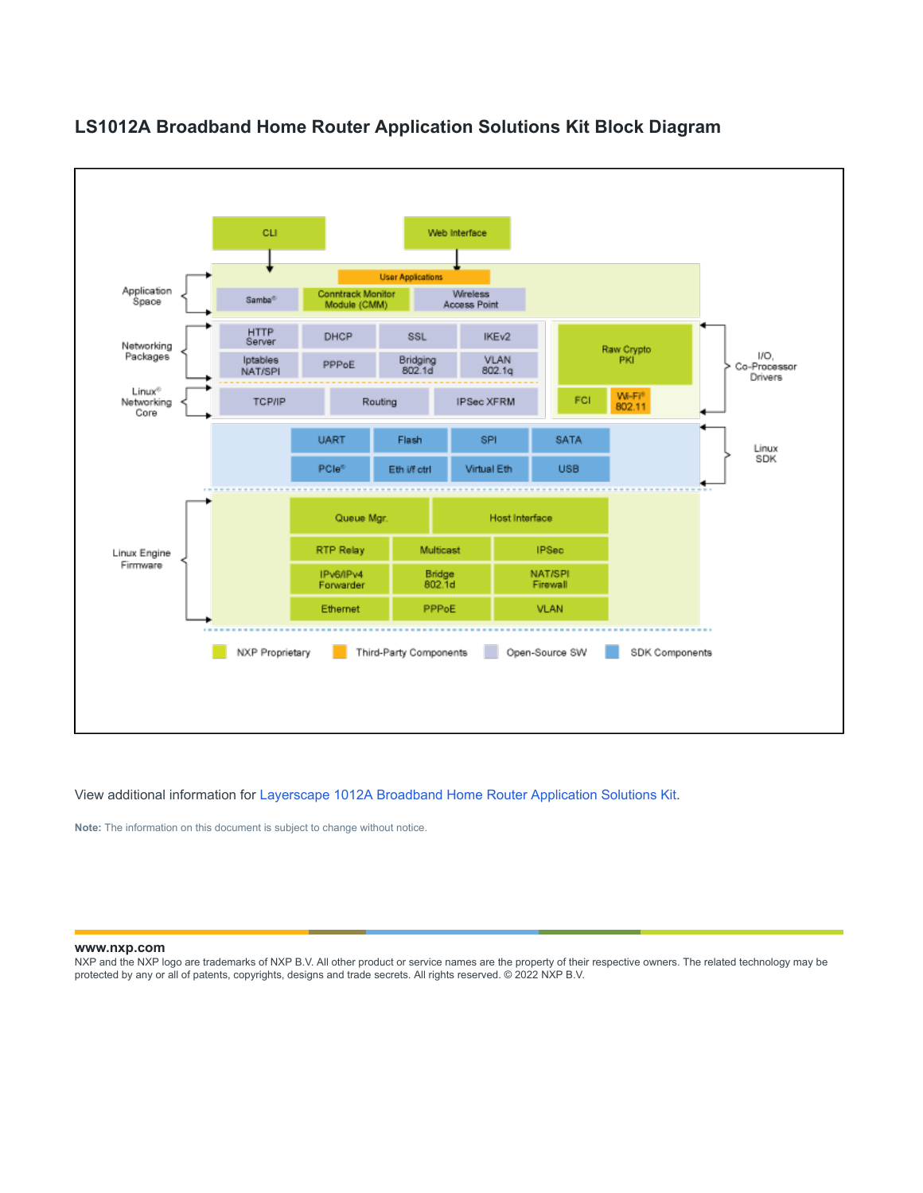## LS1012A Broadband Home Router Application Solutions Kit Block Diagram

CLI

Web Interface

User Applications

Application Space

Samba®

Conntrack Monitor Module (CMM)

Wireless Access Point

Networking Packages

HTTP Server

DHCP

SSL

IKEv2

Iptables NAT/SPI

PPPoE

Bridging 802.1d

VLAN 802.1q

Linux® Networking Core

TCP/IP

Routing

IPSec XFRM

Raw Crypto PKI

FCI

Wi-Fi® 802.11

I/O, Co-Processor Drivers

UART

Flash

SPI

SATA

PCIe®

Eth i/f ctrl

Virtual Eth

USB

Linux SDK

Linux Engine Firmware

Queue Mgr.

Host Interface

RTP Relay

Multicast

IPSec

IPv6/IPv4 Forwarder

Bridge 802.1d

NAT/SPI Firewall

Ethernet

PPPoE

VLAN

NXP Proprietary

Third-Party Components

Open-Source SW

SDK Components

View additional information for Layerscape 1012A Broadband Home Router Application Solutions Kit.

**Note:** The information on this document is subject to change without notice.

**www.nxp.com**

NXP and the NXP logo are trademarks of NXP B.V. All other product or service names are the property of their respective owners. The related technology may be protected by any or all of patents, copyrights, designs and trade secrets. All rights reserved. © 2022 NXP B.V.